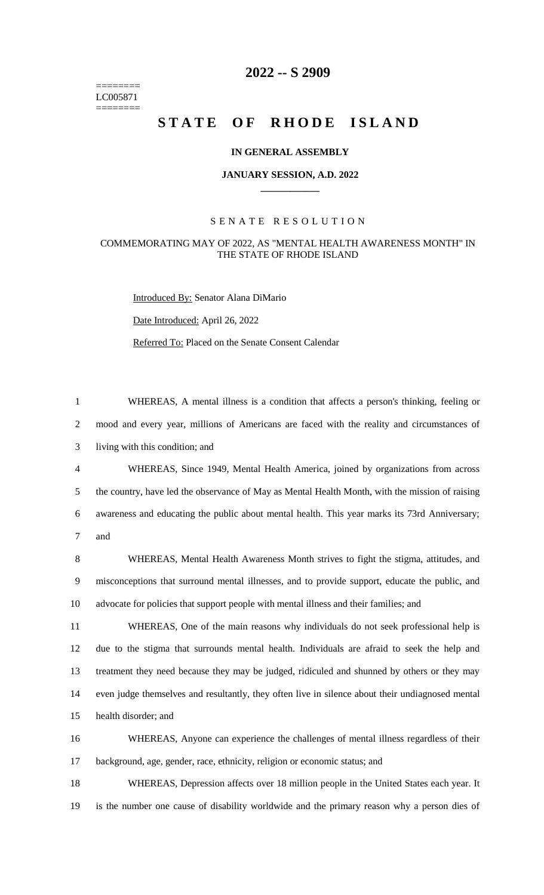========
LC005871
========

# 2022 -- S 2909

# STATE OF RHODE ISLAND

### IN GENERAL ASSEMBLY

### JANUARY SESSION, A.D. 2022

---

## SENATE RESOLUTION

### COMMEMORATING MAY OF 2022, AS "MENTAL HEALTH AWARENESS MONTH" IN THE STATE OF RHODE ISLAND

Introduced By: Senator Alana DiMario

Date Introduced: April 26, 2022

Referred To: Placed on the Senate Consent Calendar

1 WHEREAS, A mental illness is a condition that affects a person's thinking, feeling or
2 mood and every year, millions of Americans are faced with the reality and circumstances of
3 living with this condition; and

4 WHEREAS, Since 1949, Mental Health America, joined by organizations from across
5 the country, have led the observance of May as Mental Health Month, with the mission of raising
6 awareness and educating the public about mental health. This year marks its 73rd Anniversary;
7 and

8 WHEREAS, Mental Health Awareness Month strives to fight the stigma, attitudes, and
9 misconceptions that surround mental illnesses, and to provide support, educate the public, and
10 advocate for policies that support people with mental illness and their families; and

11 WHEREAS, One of the main reasons why individuals do not seek professional help is
12 due to the stigma that surrounds mental health. Individuals are afraid to seek the help and
13 treatment they need because they may be judged, ridiculed and shunned by others or they may
14 even judge themselves and resultantly, they often live in silence about their undiagnosed mental
15 health disorder; and

16 WHEREAS, Anyone can experience the challenges of mental illness regardless of their
17 background, age, gender, race, ethnicity, religion or economic status; and

18 WHEREAS, Depression affects over 18 million people in the United States each year. It
19 is the number one cause of disability worldwide and the primary reason why a person dies of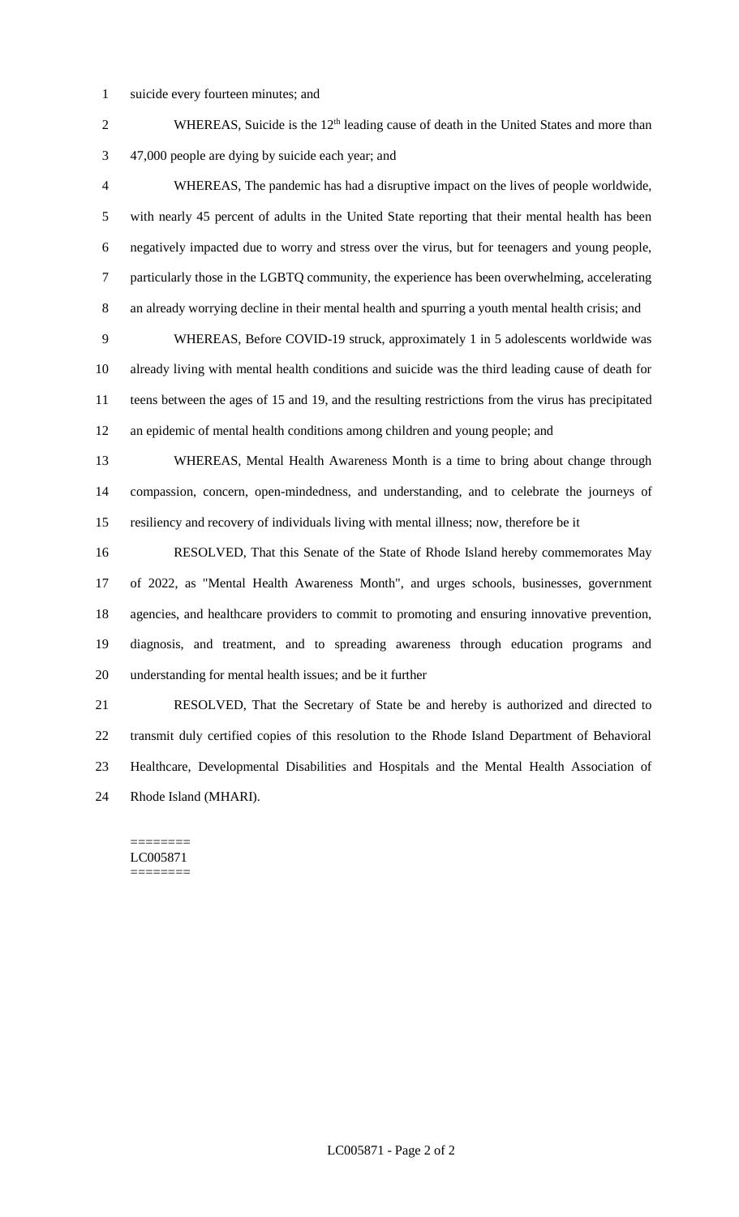suicide every fourteen minutes; and

WHEREAS, Suicide is the 12th leading cause of death in the United States and more than 47,000 people are dying by suicide each year; and

WHEREAS, The pandemic has had a disruptive impact on the lives of people worldwide, with nearly 45 percent of adults in the United State reporting that their mental health has been negatively impacted due to worry and stress over the virus, but for teenagers and young people, particularly those in the LGBTQ community, the experience has been overwhelming, accelerating an already worrying decline in their mental health and spurring a youth mental health crisis; and

WHEREAS, Before COVID-19 struck, approximately 1 in 5 adolescents worldwide was already living with mental health conditions and suicide was the third leading cause of death for teens between the ages of 15 and 19, and the resulting restrictions from the virus has precipitated an epidemic of mental health conditions among children and young people; and

WHEREAS, Mental Health Awareness Month is a time to bring about change through compassion, concern, open-mindedness, and understanding, and to celebrate the journeys of resiliency and recovery of individuals living with mental illness; now, therefore be it

RESOLVED, That this Senate of the State of Rhode Island hereby commemorates May of 2022, as "Mental Health Awareness Month", and urges schools, businesses, government agencies, and healthcare providers to commit to promoting and ensuring innovative prevention, diagnosis, and treatment, and to spreading awareness through education programs and understanding for mental health issues; and be it further

RESOLVED, That the Secretary of State be and hereby is authorized and directed to transmit duly certified copies of this resolution to the Rhode Island Department of Behavioral Healthcare, Developmental Disabilities and Hospitals and the Mental Health Association of Rhode Island (MHARI).

========
LC005871
========